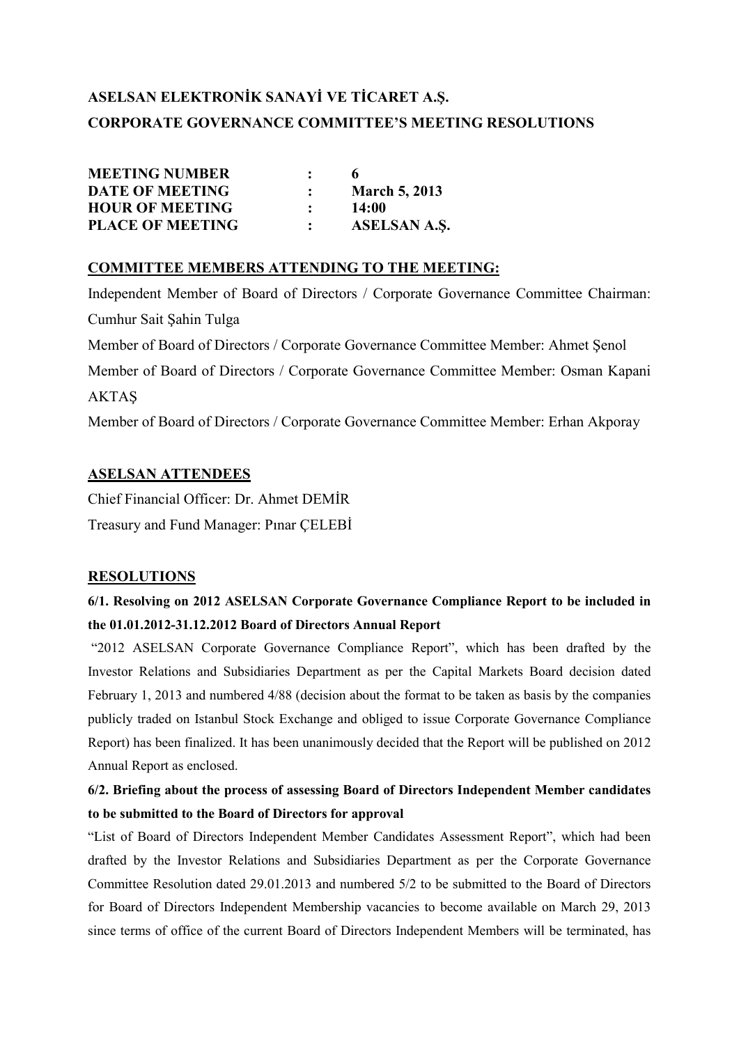# ASELSAN ELEKTRONİK SANAYİ VE TİCARET A.Ş.
# CORPORATE GOVERNANCE COMMITTEE'S MEETING RESOLUTIONS

| | | |
|---|---|---|
| **MEETING NUMBER** | **:** | **6** |
| **DATE OF MEETING** | **:** | **March 5, 2013** |
| **HOUR OF MEETING** | **:** | **14:00** |
| **PLACE OF MEETING** | **:** | **ASELSAN A.Ş.** |

## COMMITTEE MEMBERS ATTENDING TO THE MEETING:

Independent Member of Board of Directors / Corporate Governance Committee Chairman: Cumhur Sait Şahin Tulga

Member of Board of Directors / Corporate Governance Committee Member: Ahmet Şenol

Member of Board of Directors / Corporate Governance Committee Member: Osman Kapani AKTAŞ

Member of Board of Directors / Corporate Governance Committee Member: Erhan Akporay

## ASELSAN ATTENDEES

Chief Financial Officer: Dr. Ahmet DEMİR

Treasury and Fund Manager: Pınar ÇELEBİ

## RESOLUTIONS

### 6/1. Resolving on 2012 ASELSAN Corporate Governance Compliance Report to be included in the 01.01.2012-31.12.2012 Board of Directors Annual Report

"2012 ASELSAN Corporate Governance Compliance Report", which has been drafted by the Investor Relations and Subsidiaries Department as per the Capital Markets Board decision dated February 1, 2013 and numbered 4/88 (decision about the format to be taken as basis by the companies publicly traded on Istanbul Stock Exchange and obliged to issue Corporate Governance Compliance Report) has been finalized. It has been unanimously decided that the Report will be published on 2012 Annual Report as enclosed.

### 6/2. Briefing about the process of assessing Board of Directors Independent Member candidates to be submitted to the Board of Directors for approval

"List of Board of Directors Independent Member Candidates Assessment Report", which had been drafted by the Investor Relations and Subsidiaries Department as per the Corporate Governance Committee Resolution dated 29.01.2013 and numbered 5/2 to be submitted to the Board of Directors for Board of Directors Independent Membership vacancies to become available on March 29, 2013 since terms of office of the current Board of Directors Independent Members will be terminated, has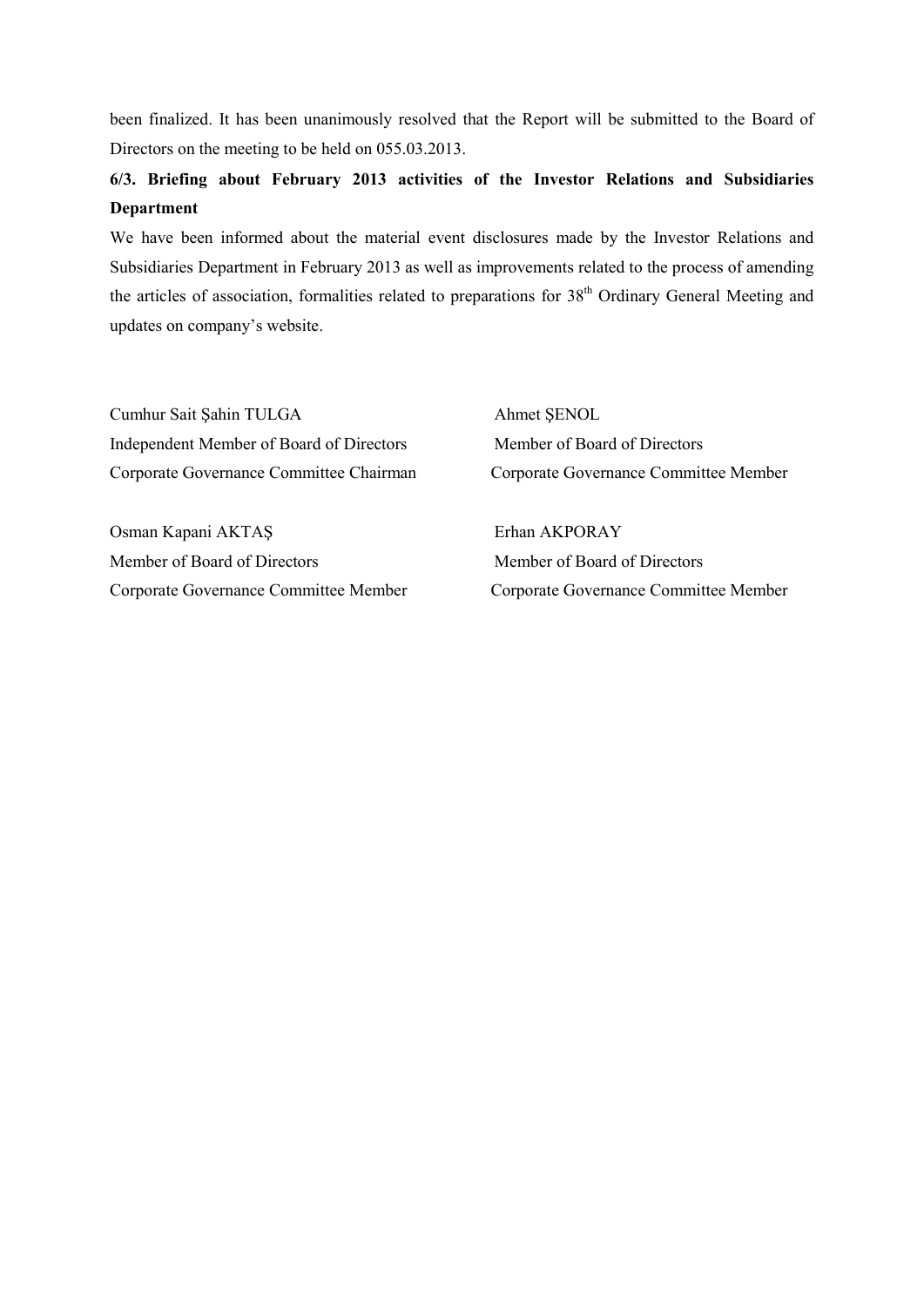been finalized. It has been unanimously resolved that the Report will be submitted to the Board of Directors on the meeting to be held on 055.03.2013.

**6/3. Briefing about February 2013 activities of the Investor Relations and Subsidiaries Department**

We have been informed about the material event disclosures made by the Investor Relations and Subsidiaries Department in February 2013 as well as improvements related to the process of amending the articles of association, formalities related to preparations for 38th Ordinary General Meeting and updates on company's website.

Cumhur Sait Şahin TULGA
Independent Member of Board of Directors
Corporate Governance Committee Chairman

Ahmet ŞENOL
Member of Board of Directors
Corporate Governance Committee Member

Osman Kapani AKTAŞ
Member of Board of Directors
Corporate Governance Committee Member

Erhan AKPORAY
Member of Board of Directors
Corporate Governance Committee Member